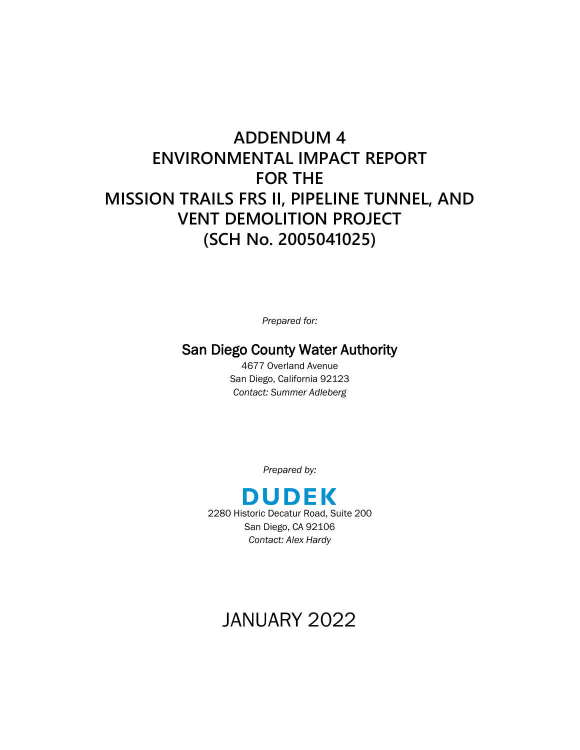# ADDENDUM 4 ENVIRONMENTAL IMPACT REPORT FOR THE MISSION TRAILS FRS II, PIPELINE TUNNEL, AND VENT DEMOLITION PROJECT (SCH No. 2005041025)

*Prepared for:*

San Diego County Water Authority

4677 Overland Avenue
San Diego, California 92123
*Contact: Summer Adleberg*

*Prepared by:*

DUDEK

2280 Historic Decatur Road, Suite 200
San Diego, CA 92106
*Contact: Alex Hardy*

JANUARY 2022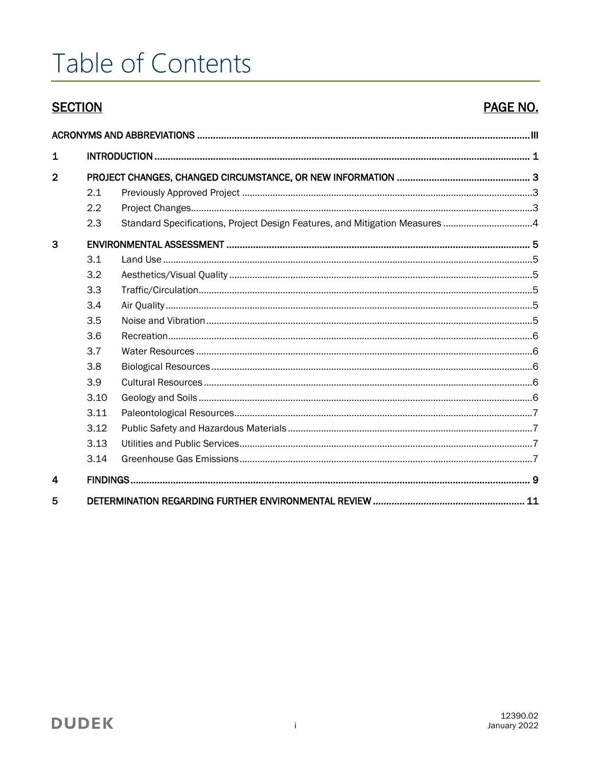# Table of Contents

| SECTION | | | PAGE NO. |
|---|---|---|---|
| ACRONYMS AND ABBREVIATIONS | | | III |
| 1 | INTRODUCTION | | 1 |
| 2 | PROJECT CHANGES, CHANGED CIRCUMSTANCE, OR NEW INFORMATION | | 3 |
| | 2.1 | Previously Approved Project | 3 |
| | 2.2 | Project Changes | 3 |
| | 2.3 | Standard Specifications, Project Design Features, and Mitigation Measures | 4 |
| 3 | ENVIRONMENTAL ASSESSMENT | | 5 |
| | 3.1 | Land Use | 5 |
| | 3.2 | Aesthetics/Visual Quality | 5 |
| | 3.3 | Traffic/Circulation | 5 |
| | 3.4 | Air Quality | 5 |
| | 3.5 | Noise and Vibration | 5 |
| | 3.6 | Recreation | 6 |
| | 3.7 | Water Resources | 6 |
| | 3.8 | Biological Resources | 6 |
| | 3.9 | Cultural Resources | 6 |
| | 3.10 | Geology and Soils | 6 |
| | 3.11 | Paleontological Resources | 7 |
| | 3.12 | Public Safety and Hazardous Materials | 7 |
| | 3.13 | Utilities and Public Services | 7 |
| | 3.14 | Greenhouse Gas Emissions | 7 |
| 4 | FINDINGS | | 9 |
| 5 | DETERMINATION REGARDING FURTHER ENVIRONMENTAL REVIEW | | 11 |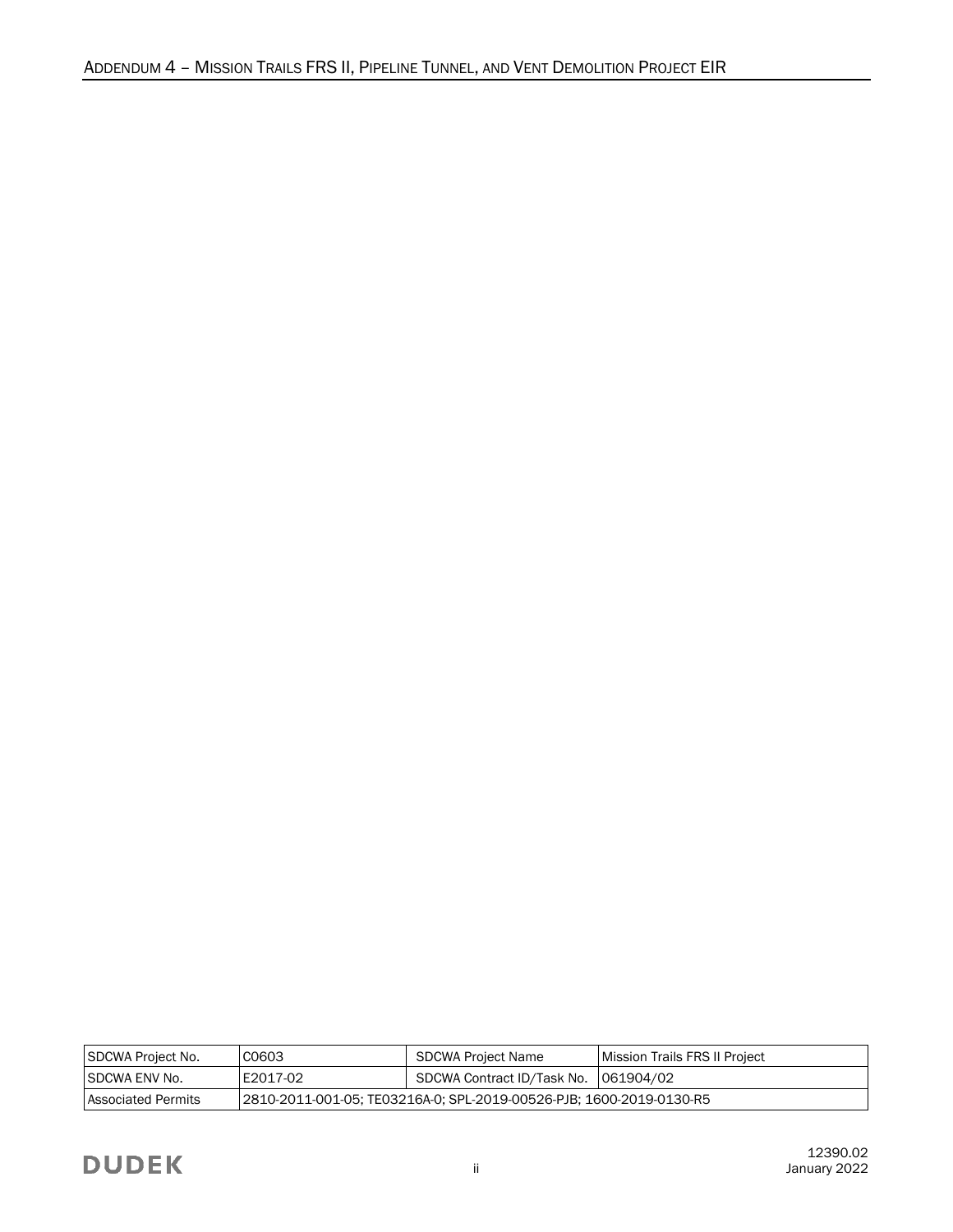| SDCWA Project No. | C0603 | SDCWA Project Name | Mission Trails FRS II Project |
|---|---|---|---|
| SDCWA ENV No. | E2017-02 | SDCWA Contract ID/Task No. | 061904/02 |
| Associated Permits | 2810-2011-001-05; TE03216A-0; SPL-2019-00526-PJB; 1600-2019-0130-R5 | | |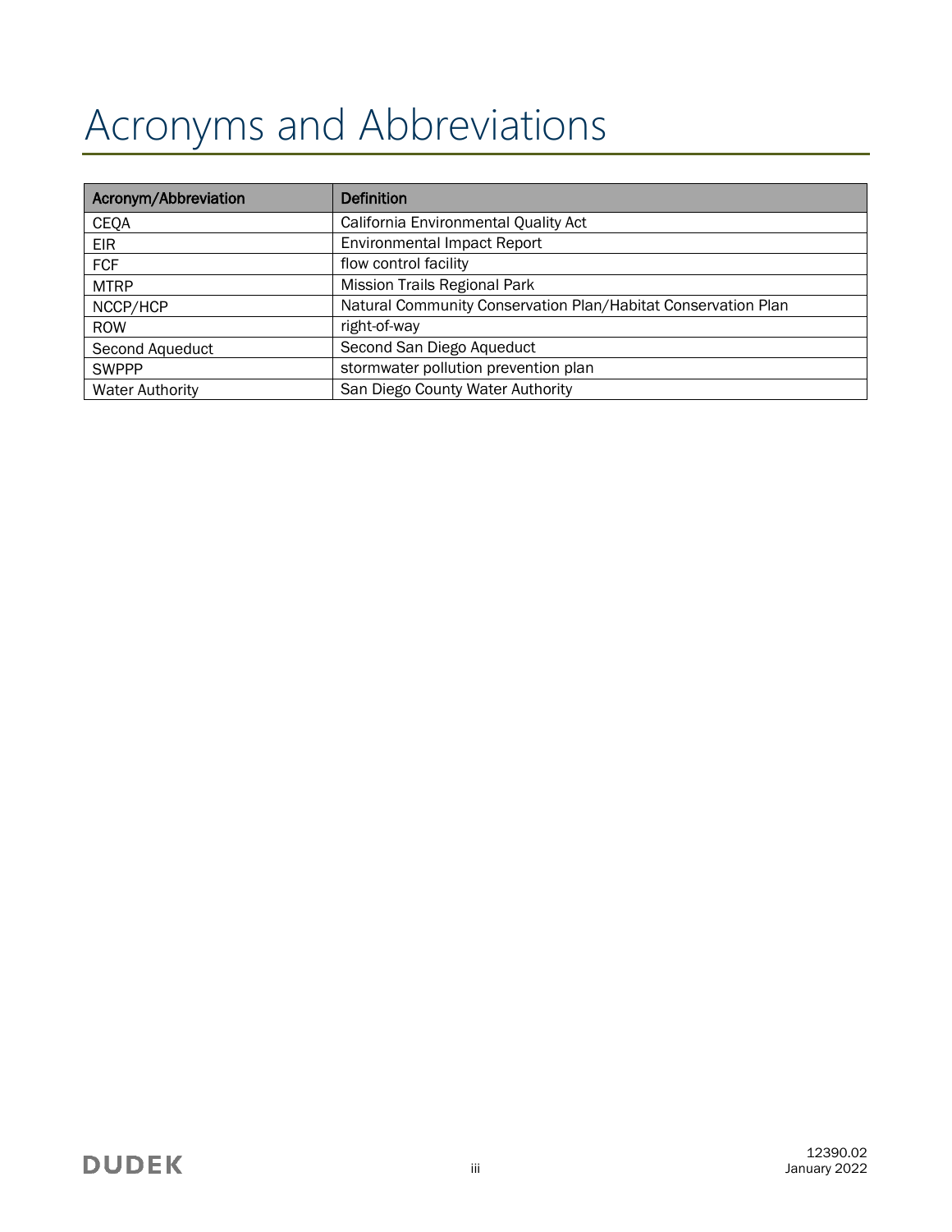# Acronyms and Abbreviations

| Acronym/Abbreviation | Definition |
|---|---|
| CEQA | California Environmental Quality Act |
| EIR | Environmental Impact Report |
| FCF | flow control facility |
| MTRP | Mission Trails Regional Park |
| NCCP/HCP | Natural Community Conservation Plan/Habitat Conservation Plan |
| ROW | right-of-way |
| Second Aqueduct | Second San Diego Aqueduct |
| SWPPP | stormwater pollution prevention plan |
| Water Authority | San Diego County Water Authority |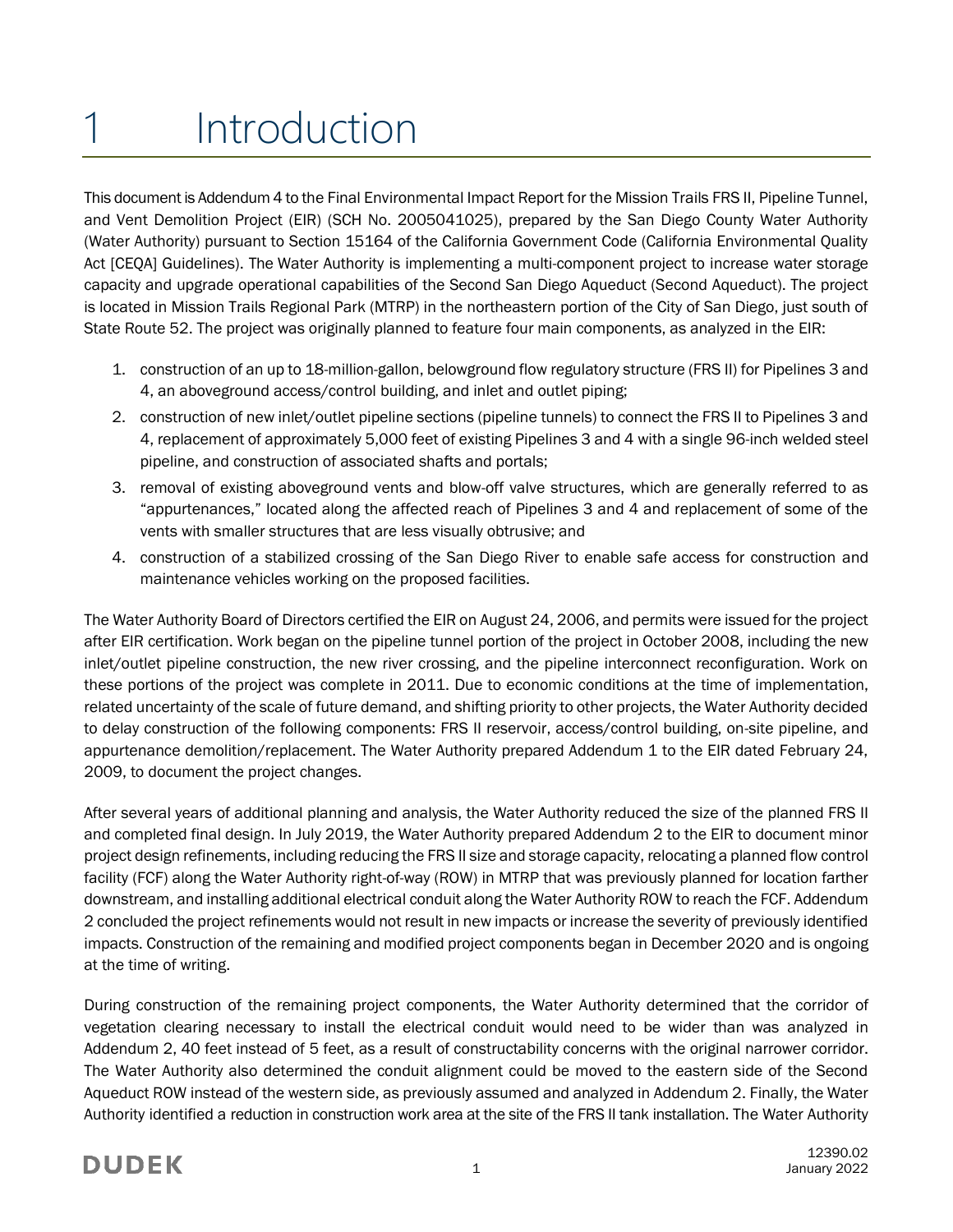# 1 Introduction

This document is Addendum 4 to the Final Environmental Impact Report for the Mission Trails FRS II, Pipeline Tunnel, and Vent Demolition Project (EIR) (SCH No. 2005041025), prepared by the San Diego County Water Authority (Water Authority) pursuant to Section 15164 of the California Government Code (California Environmental Quality Act [CEQA] Guidelines). The Water Authority is implementing a multi-component project to increase water storage capacity and upgrade operational capabilities of the Second San Diego Aqueduct (Second Aqueduct). The project is located in Mission Trails Regional Park (MTRP) in the northeastern portion of the City of San Diego, just south of State Route 52. The project was originally planned to feature four main components, as analyzed in the EIR:

1. construction of an up to 18-million-gallon, belowground flow regulatory structure (FRS II) for Pipelines 3 and 4, an aboveground access/control building, and inlet and outlet piping;
2. construction of new inlet/outlet pipeline sections (pipeline tunnels) to connect the FRS II to Pipelines 3 and 4, replacement of approximately 5,000 feet of existing Pipelines 3 and 4 with a single 96-inch welded steel pipeline, and construction of associated shafts and portals;
3. removal of existing aboveground vents and blow-off valve structures, which are generally referred to as "appurtenances," located along the affected reach of Pipelines 3 and 4 and replacement of some of the vents with smaller structures that are less visually obtrusive; and
4. construction of a stabilized crossing of the San Diego River to enable safe access for construction and maintenance vehicles working on the proposed facilities.

The Water Authority Board of Directors certified the EIR on August 24, 2006, and permits were issued for the project after EIR certification. Work began on the pipeline tunnel portion of the project in October 2008, including the new inlet/outlet pipeline construction, the new river crossing, and the pipeline interconnect reconfiguration. Work on these portions of the project was complete in 2011. Due to economic conditions at the time of implementation, related uncertainty of the scale of future demand, and shifting priority to other projects, the Water Authority decided to delay construction of the following components: FRS II reservoir, access/control building, on-site pipeline, and appurtenance demolition/replacement. The Water Authority prepared Addendum 1 to the EIR dated February 24, 2009, to document the project changes.

After several years of additional planning and analysis, the Water Authority reduced the size of the planned FRS II and completed final design. In July 2019, the Water Authority prepared Addendum 2 to the EIR to document minor project design refinements, including reducing the FRS II size and storage capacity, relocating a planned flow control facility (FCF) along the Water Authority right-of-way (ROW) in MTRP that was previously planned for location farther downstream, and installing additional electrical conduit along the Water Authority ROW to reach the FCF. Addendum 2 concluded the project refinements would not result in new impacts or increase the severity of previously identified impacts. Construction of the remaining and modified project components began in December 2020 and is ongoing at the time of writing.

During construction of the remaining project components, the Water Authority determined that the corridor of vegetation clearing necessary to install the electrical conduit would need to be wider than was analyzed in Addendum 2, 40 feet instead of 5 feet, as a result of constructability concerns with the original narrower corridor. The Water Authority also determined the conduit alignment could be moved to the eastern side of the Second Aqueduct ROW instead of the western side, as previously assumed and analyzed in Addendum 2. Finally, the Water Authority identified a reduction in construction work area at the site of the FRS II tank installation. The Water Authority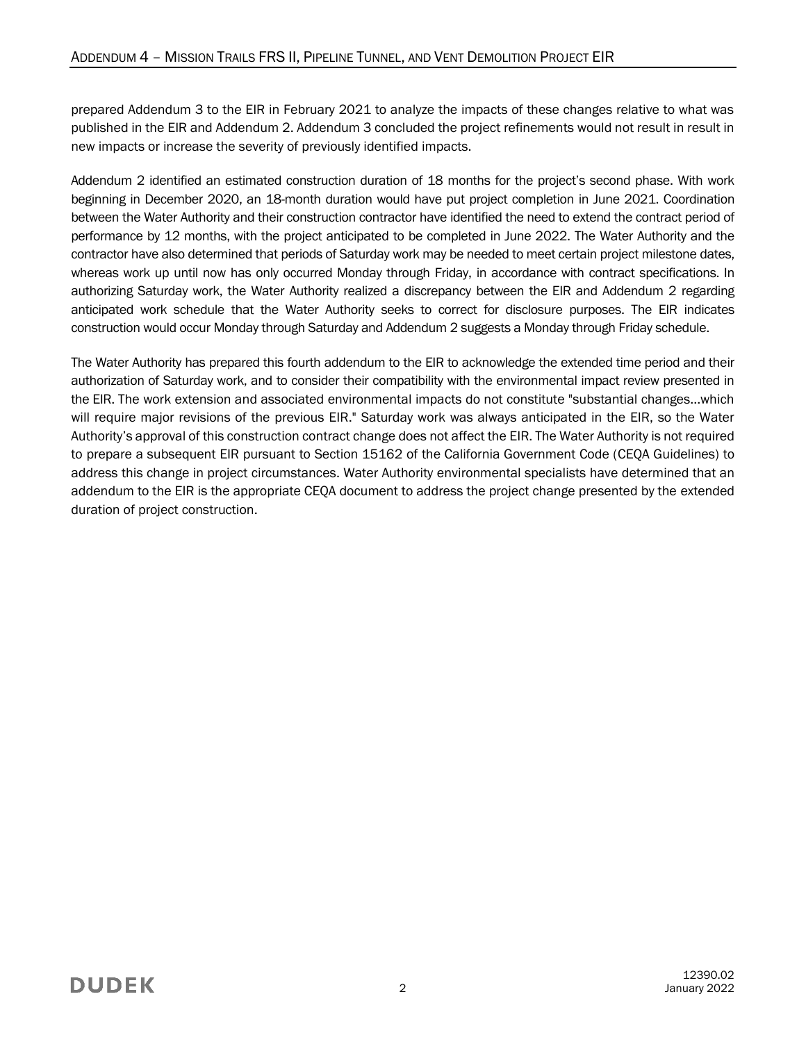prepared Addendum 3 to the EIR in February 2021 to analyze the impacts of these changes relative to what was published in the EIR and Addendum 2. Addendum 3 concluded the project refinements would not result in result in new impacts or increase the severity of previously identified impacts.

Addendum 2 identified an estimated construction duration of 18 months for the project's second phase. With work beginning in December 2020, an 18-month duration would have put project completion in June 2021. Coordination between the Water Authority and their construction contractor have identified the need to extend the contract period of performance by 12 months, with the project anticipated to be completed in June 2022. The Water Authority and the contractor have also determined that periods of Saturday work may be needed to meet certain project milestone dates, whereas work up until now has only occurred Monday through Friday, in accordance with contract specifications. In authorizing Saturday work, the Water Authority realized a discrepancy between the EIR and Addendum 2 regarding anticipated work schedule that the Water Authority seeks to correct for disclosure purposes. The EIR indicates construction would occur Monday through Saturday and Addendum 2 suggests a Monday through Friday schedule.

The Water Authority has prepared this fourth addendum to the EIR to acknowledge the extended time period and their authorization of Saturday work, and to consider their compatibility with the environmental impact review presented in the EIR. The work extension and associated environmental impacts do not constitute "substantial changes…which will require major revisions of the previous EIR." Saturday work was always anticipated in the EIR, so the Water Authority's approval of this construction contract change does not affect the EIR. The Water Authority is not required to prepare a subsequent EIR pursuant to Section 15162 of the California Government Code (CEQA Guidelines) to address this change in project circumstances. Water Authority environmental specialists have determined that an addendum to the EIR is the appropriate CEQA document to address the project change presented by the extended duration of project construction.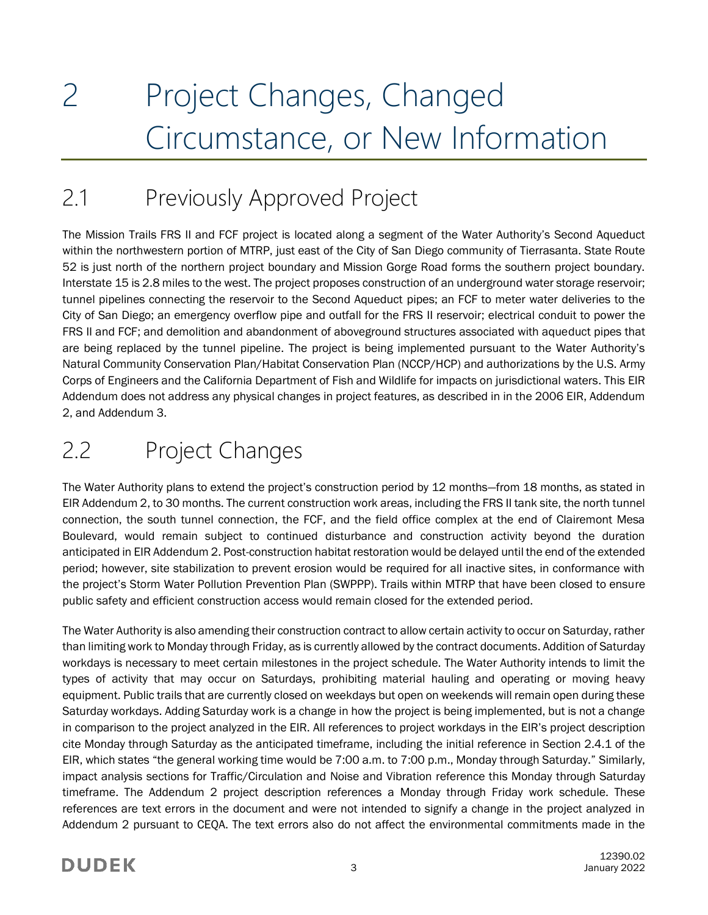# 2 Project Changes, Changed Circumstance, or New Information

## 2.1 Previously Approved Project

The Mission Trails FRS II and FCF project is located along a segment of the Water Authority's Second Aqueduct within the northwestern portion of MTRP, just east of the City of San Diego community of Tierrasanta. State Route 52 is just north of the northern project boundary and Mission Gorge Road forms the southern project boundary. Interstate 15 is 2.8 miles to the west. The project proposes construction of an underground water storage reservoir; tunnel pipelines connecting the reservoir to the Second Aqueduct pipes; an FCF to meter water deliveries to the City of San Diego; an emergency overflow pipe and outfall for the FRS II reservoir; electrical conduit to power the FRS II and FCF; and demolition and abandonment of aboveground structures associated with aqueduct pipes that are being replaced by the tunnel pipeline. The project is being implemented pursuant to the Water Authority's Natural Community Conservation Plan/Habitat Conservation Plan (NCCP/HCP) and authorizations by the U.S. Army Corps of Engineers and the California Department of Fish and Wildlife for impacts on jurisdictional waters. This EIR Addendum does not address any physical changes in project features, as described in in the 2006 EIR, Addendum 2, and Addendum 3.

## 2.2 Project Changes

The Water Authority plans to extend the project's construction period by 12 months—from 18 months, as stated in EIR Addendum 2, to 30 months. The current construction work areas, including the FRS II tank site, the north tunnel connection, the south tunnel connection, the FCF, and the field office complex at the end of Clairemont Mesa Boulevard, would remain subject to continued disturbance and construction activity beyond the duration anticipated in EIR Addendum 2. Post-construction habitat restoration would be delayed until the end of the extended period; however, site stabilization to prevent erosion would be required for all inactive sites, in conformance with the project's Storm Water Pollution Prevention Plan (SWPPP). Trails within MTRP that have been closed to ensure public safety and efficient construction access would remain closed for the extended period.

The Water Authority is also amending their construction contract to allow certain activity to occur on Saturday, rather than limiting work to Monday through Friday, as is currently allowed by the contract documents. Addition of Saturday workdays is necessary to meet certain milestones in the project schedule. The Water Authority intends to limit the types of activity that may occur on Saturdays, prohibiting material hauling and operating or moving heavy equipment. Public trails that are currently closed on weekdays but open on weekends will remain open during these Saturday workdays. Adding Saturday work is a change in how the project is being implemented, but is not a change in comparison to the project analyzed in the EIR. All references to project workdays in the EIR's project description cite Monday through Saturday as the anticipated timeframe, including the initial reference in Section 2.4.1 of the EIR, which states "the general working time would be 7:00 a.m. to 7:00 p.m., Monday through Saturday." Similarly, impact analysis sections for Traffic/Circulation and Noise and Vibration reference this Monday through Saturday timeframe. The Addendum 2 project description references a Monday through Friday work schedule. These references are text errors in the document and were not intended to signify a change in the project analyzed in Addendum 2 pursuant to CEQA. The text errors also do not affect the environmental commitments made in the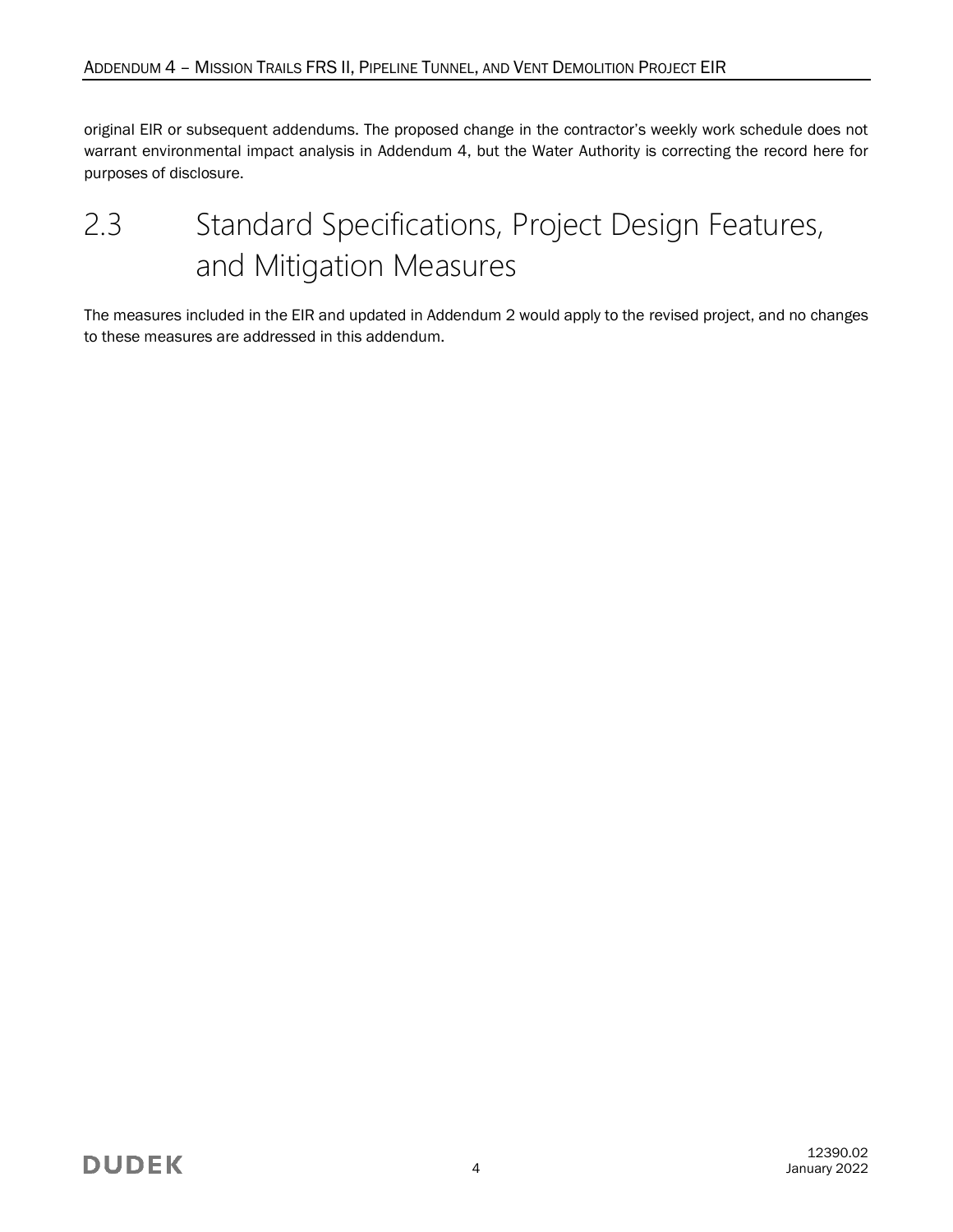original EIR or subsequent addendums. The proposed change in the contractor's weekly work schedule does not warrant environmental impact analysis in Addendum 4, but the Water Authority is correcting the record here for purposes of disclosure.

## 2.3 Standard Specifications, Project Design Features, and Mitigation Measures

The measures included in the EIR and updated in Addendum 2 would apply to the revised project, and no changes to these measures are addressed in this addendum.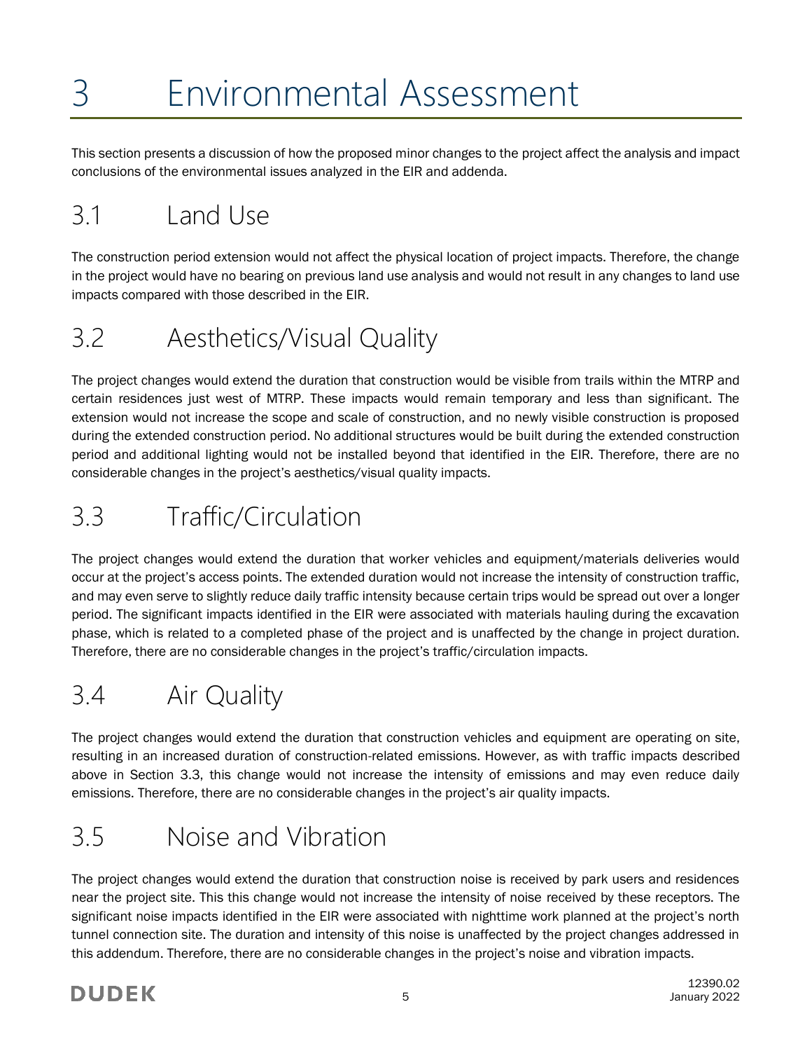# 3 Environmental Assessment

This section presents a discussion of how the proposed minor changes to the project affect the analysis and impact conclusions of the environmental issues analyzed in the EIR and addenda.

## 3.1 Land Use

The construction period extension would not affect the physical location of project impacts. Therefore, the change in the project would have no bearing on previous land use analysis and would not result in any changes to land use impacts compared with those described in the EIR.

## 3.2 Aesthetics/Visual Quality

The project changes would extend the duration that construction would be visible from trails within the MTRP and certain residences just west of MTRP. These impacts would remain temporary and less than significant. The extension would not increase the scope and scale of construction, and no newly visible construction is proposed during the extended construction period. No additional structures would be built during the extended construction period and additional lighting would not be installed beyond that identified in the EIR. Therefore, there are no considerable changes in the project's aesthetics/visual quality impacts.

## 3.3 Traffic/Circulation

The project changes would extend the duration that worker vehicles and equipment/materials deliveries would occur at the project's access points. The extended duration would not increase the intensity of construction traffic, and may even serve to slightly reduce daily traffic intensity because certain trips would be spread out over a longer period. The significant impacts identified in the EIR were associated with materials hauling during the excavation phase, which is related to a completed phase of the project and is unaffected by the change in project duration. Therefore, there are no considerable changes in the project's traffic/circulation impacts.

## 3.4 Air Quality

The project changes would extend the duration that construction vehicles and equipment are operating on site, resulting in an increased duration of construction-related emissions. However, as with traffic impacts described above in Section 3.3, this change would not increase the intensity of emissions and may even reduce daily emissions. Therefore, there are no considerable changes in the project's air quality impacts.

## 3.5 Noise and Vibration

The project changes would extend the duration that construction noise is received by park users and residences near the project site. This this change would not increase the intensity of noise received by these receptors. The significant noise impacts identified in the EIR were associated with nighttime work planned at the project's north tunnel connection site. The duration and intensity of this noise is unaffected by the project changes addressed in this addendum. Therefore, there are no considerable changes in the project's noise and vibration impacts.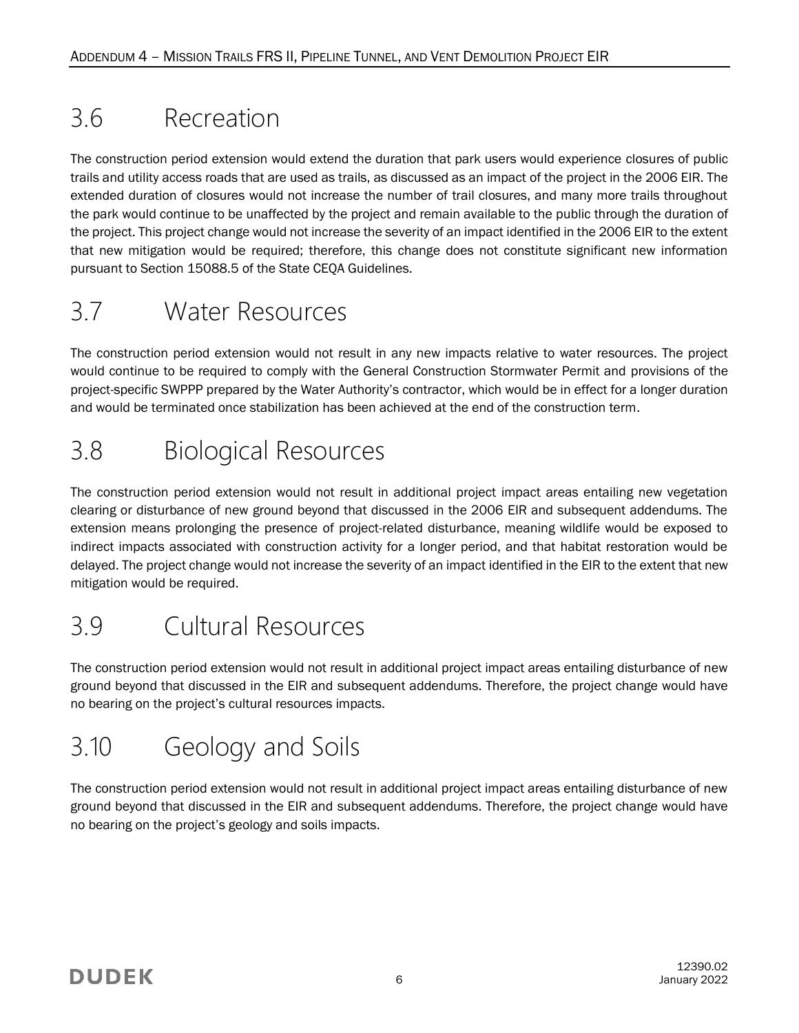## 3.6 Recreation

The construction period extension would extend the duration that park users would experience closures of public trails and utility access roads that are used as trails, as discussed as an impact of the project in the 2006 EIR. The extended duration of closures would not increase the number of trail closures, and many more trails throughout the park would continue to be unaffected by the project and remain available to the public through the duration of the project. This project change would not increase the severity of an impact identified in the 2006 EIR to the extent that new mitigation would be required; therefore, this change does not constitute significant new information pursuant to Section 15088.5 of the State CEQA Guidelines.

## 3.7 Water Resources

The construction period extension would not result in any new impacts relative to water resources. The project would continue to be required to comply with the General Construction Stormwater Permit and provisions of the project-specific SWPPP prepared by the Water Authority's contractor, which would be in effect for a longer duration and would be terminated once stabilization has been achieved at the end of the construction term.

## 3.8 Biological Resources

The construction period extension would not result in additional project impact areas entailing new vegetation clearing or disturbance of new ground beyond that discussed in the 2006 EIR and subsequent addendums. The extension means prolonging the presence of project-related disturbance, meaning wildlife would be exposed to indirect impacts associated with construction activity for a longer period, and that habitat restoration would be delayed. The project change would not increase the severity of an impact identified in the EIR to the extent that new mitigation would be required.

## 3.9 Cultural Resources

The construction period extension would not result in additional project impact areas entailing disturbance of new ground beyond that discussed in the EIR and subsequent addendums. Therefore, the project change would have no bearing on the project's cultural resources impacts.

## 3.10 Geology and Soils

The construction period extension would not result in additional project impact areas entailing disturbance of new ground beyond that discussed in the EIR and subsequent addendums. Therefore, the project change would have no bearing on the project's geology and soils impacts.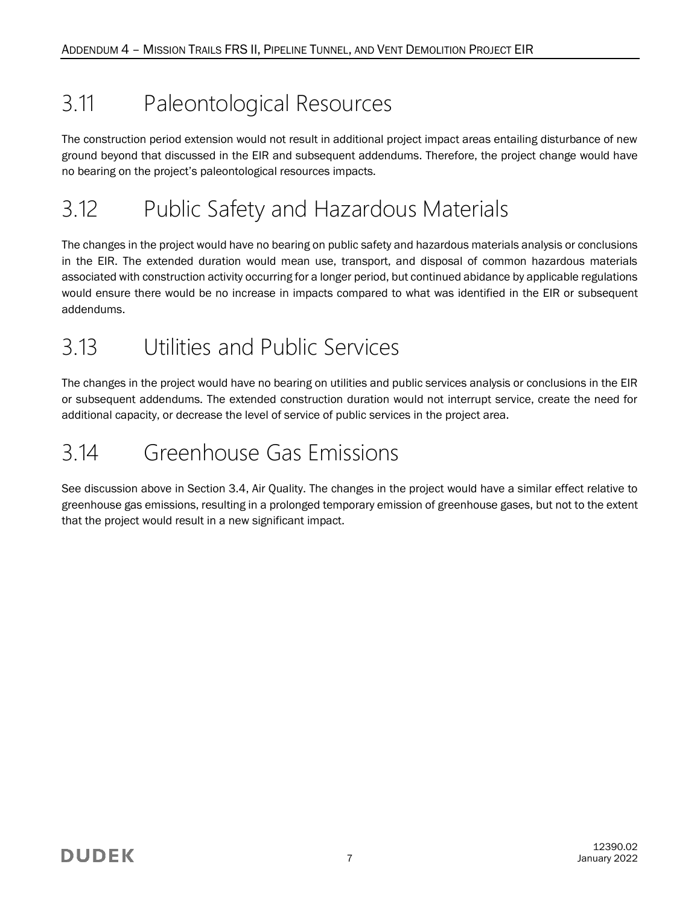## 3.11 Paleontological Resources

The construction period extension would not result in additional project impact areas entailing disturbance of new ground beyond that discussed in the EIR and subsequent addendums. Therefore, the project change would have no bearing on the project's paleontological resources impacts.

## 3.12 Public Safety and Hazardous Materials

The changes in the project would have no bearing on public safety and hazardous materials analysis or conclusions in the EIR. The extended duration would mean use, transport, and disposal of common hazardous materials associated with construction activity occurring for a longer period, but continued abidance by applicable regulations would ensure there would be no increase in impacts compared to what was identified in the EIR or subsequent addendums.

## 3.13 Utilities and Public Services

The changes in the project would have no bearing on utilities and public services analysis or conclusions in the EIR or subsequent addendums. The extended construction duration would not interrupt service, create the need for additional capacity, or decrease the level of service of public services in the project area.

## 3.14 Greenhouse Gas Emissions

See discussion above in Section 3.4, Air Quality. The changes in the project would have a similar effect relative to greenhouse gas emissions, resulting in a prolonged temporary emission of greenhouse gases, but not to the extent that the project would result in a new significant impact.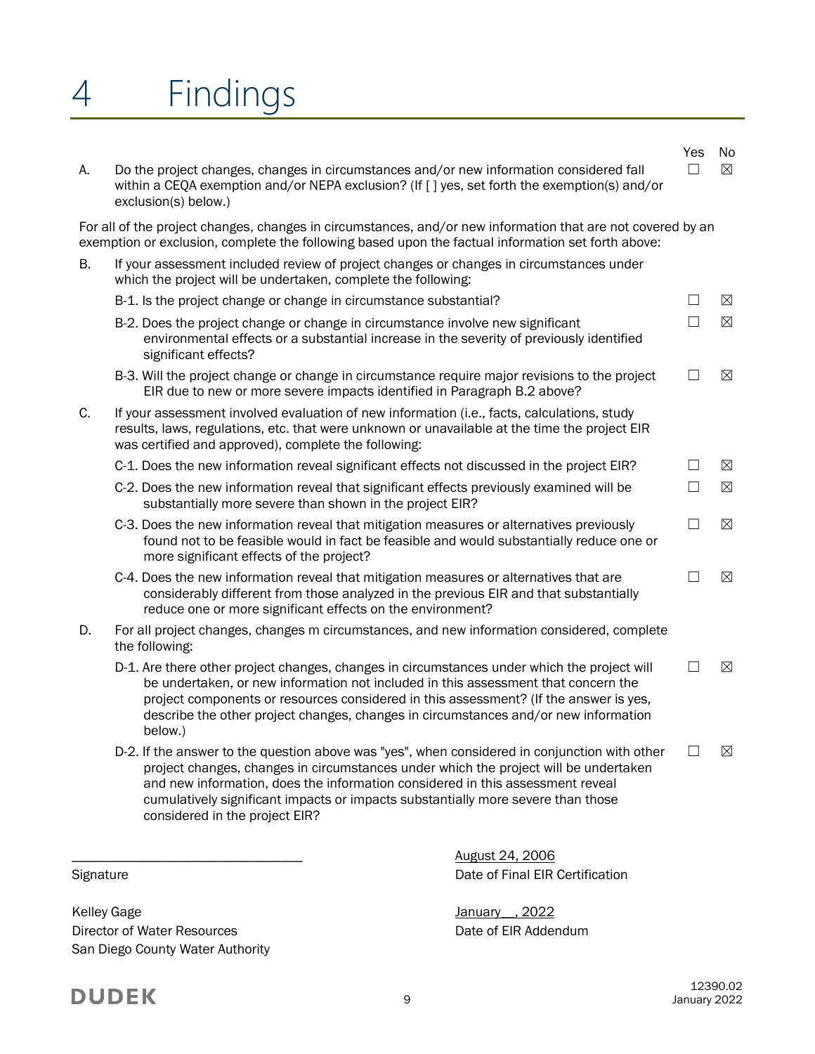# 4 Findings

| | | Yes | No |
|---|---|---|---|
| A. | Do the project changes, changes in circumstances and/or new information considered fall within a CEQA exemption and/or NEPA exclusion? (If [ ] yes, set forth the exemption(s) and/or exclusion(s) below.) | ☐ | ☒ |

For all of the project changes, changes in circumstances, and/or new information that are not covered by an exemption or exclusion, complete the following based upon the factual information set forth above:

| | | Yes | No |
|---|---|---|---|
| B. | If your assessment included review of project changes or changes in circumstances under which the project will be undertaken, complete the following: | | |
| | B-1. Is the project change or change in circumstance substantial? | ☐ | ☒ |
| | B-2. Does the project change or change in circumstance involve new significant environmental effects or a substantial increase in the severity of previously identified significant effects? | ☐ | ☒ |
| | B-3. Will the project change or change in circumstance require major revisions to the project EIR due to new or more severe impacts identified in Paragraph B.2 above? | ☐ | ☒ |
| C. | If your assessment involved evaluation of new information (i.e., facts, calculations, study results, laws, regulations, etc. that were unknown or unavailable at the time the project EIR was certified and approved), complete the following: | | |
| | C-1. Does the new information reveal significant effects not discussed in the project EIR? | ☐ | ☒ |
| | C-2. Does the new information reveal that significant effects previously examined will be substantially more severe than shown in the project EIR? | ☐ | ☒ |
| | C-3. Does the new information reveal that mitigation measures or alternatives previously found not to be feasible would in fact be feasible and would substantially reduce one or more significant effects of the project? | ☐ | ☒ |
| | C-4. Does the new information reveal that mitigation measures or alternatives that are considerably different from those analyzed in the previous EIR and that substantially reduce one or more significant effects on the environment? | ☐ | ☒ |
| D. | For all project changes, changes m circumstances, and new information considered, complete the following: | | |
| | D-1. Are there other project changes, changes in circumstances under which the project will be undertaken, or new information not included in this assessment that concern the project components or resources considered in this assessment? (If the answer is yes, describe the other project changes, changes in circumstances and/or new information below.) | ☐ | ☒ |
| | D-2. If the answer to the question above was "yes", when considered in conjunction with other project changes, changes in circumstances under which the project will be undertaken and new information, does the information considered in this assessment reveal cumulatively significant impacts or impacts substantially more severe than those considered in the project EIR? | ☐ | ☒ |

_________________________________
Signature

Kelley Gage
Director of Water Resources
San Diego County Water Authority

August 24, 2006
Date of Final EIR Certification

January __, 2022
Date of EIR Addendum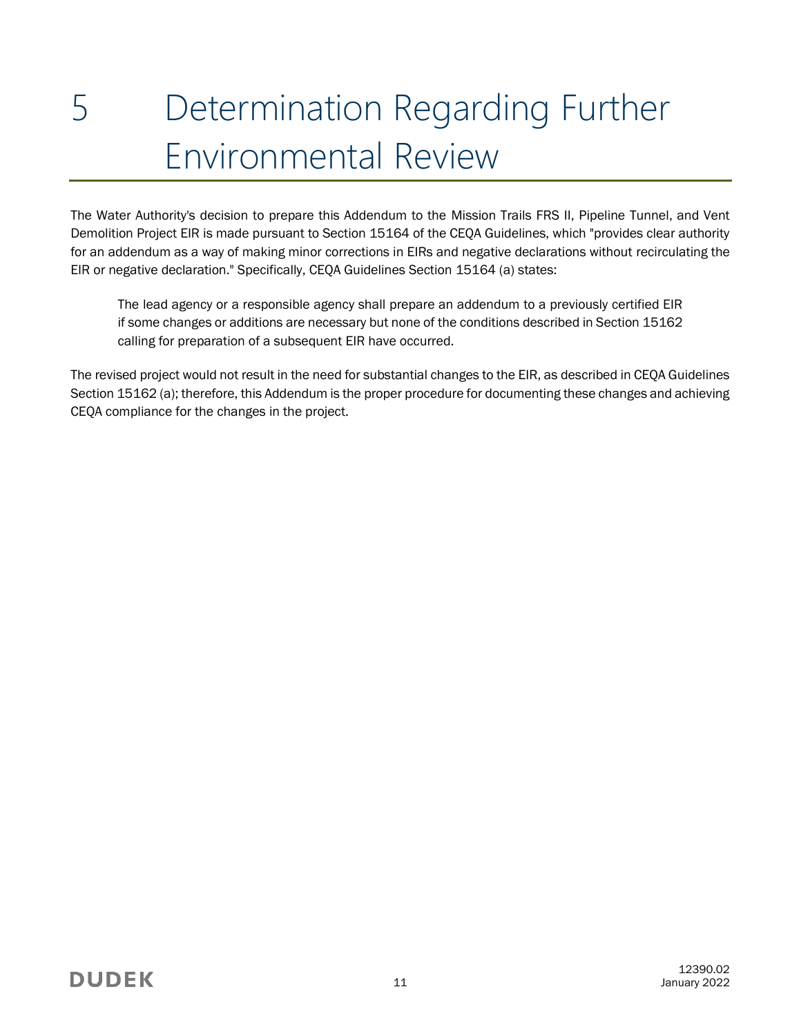# 5 Determination Regarding Further Environmental Review

The Water Authority's decision to prepare this Addendum to the Mission Trails FRS II, Pipeline Tunnel, and Vent Demolition Project EIR is made pursuant to Section 15164 of the CEQA Guidelines, which "provides clear authority for an addendum as a way of making minor corrections in EIRs and negative declarations without recirculating the EIR or negative declaration." Specifically, CEQA Guidelines Section 15164 (a) states:

> The lead agency or a responsible agency shall prepare an addendum to a previously certified EIR if some changes or additions are necessary but none of the conditions described in Section 15162 calling for preparation of a subsequent EIR have occurred.

The revised project would not result in the need for substantial changes to the EIR, as described in CEQA Guidelines Section 15162 (a); therefore, this Addendum is the proper procedure for documenting these changes and achieving CEQA compliance for the changes in the project.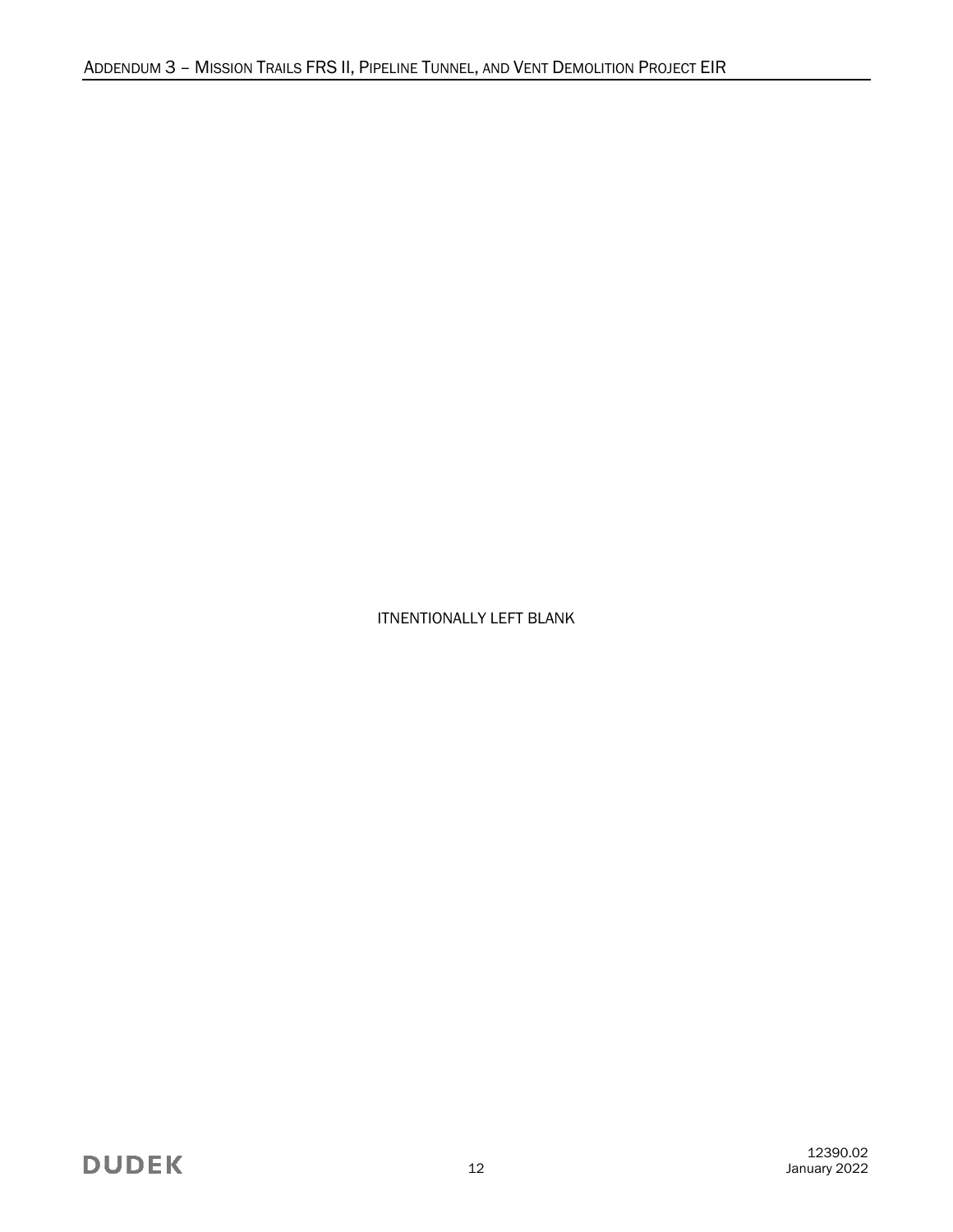ITNENTIONALLY LEFT BLANK